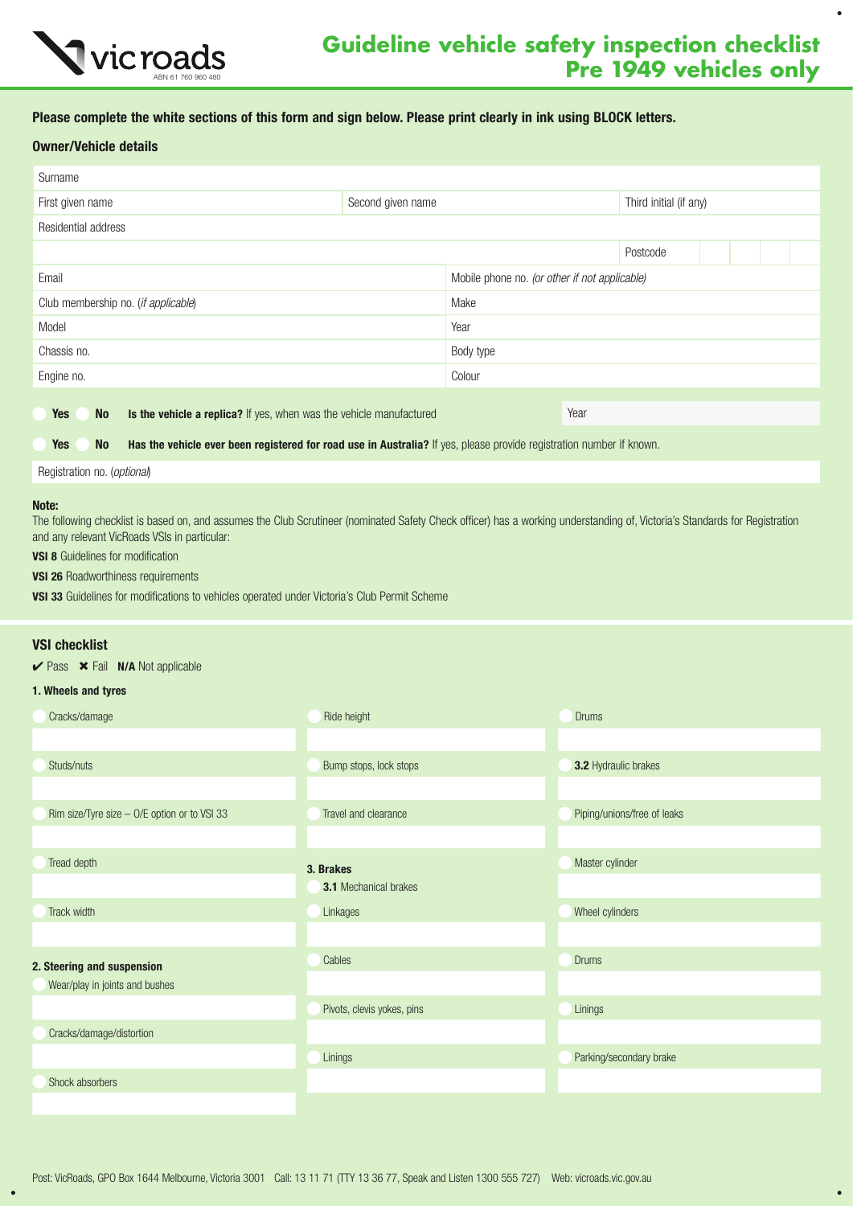# Guideline vehicle safety inspection checklist Pre 1949 vehicles only

vicroads ABN 61 760 960 480

**Please complete the white sections of this form and sign below. Please print clearly in ink using BLOCK letters.**

## Owner/Vehicle details

| Surname | | |
|---|---|---|
| First given name | Second given name | Third initial (if any) |
| Residential address | | |
| | | Postcode |
| Email | Mobile phone no. *(or other if not applicable)* | |
| Club membership no. (*if applicable*) | Make | |
| Model | Year | |
| Chassis no. | Body type | |
| Engine no. | Colour | |

Yes No **Is the vehicle a replica?** If yes, when was the vehicle manufactured — Year

Yes No **Has the vehicle ever been registered for road use in Australia?** If yes, please provide registration number if known.

Registration no. (*optional*)

**Note:**
The following checklist is based on, and assumes the Club Scrutineer (nominated Safety Check officer) has a working understanding of, Victoria's Standards for Registration and any relevant VicRoads VSIs in particular:

**VSI 8** Guidelines for modification

**VSI 26** Roadworthiness requirements

**VSI 33** Guidelines for modifications to vehicles operated under Victoria's Club Permit Scheme

## VSI checklist

✔ Pass ✖ Fail **N/A** Not applicable

**1. Wheels and tyres**

- Cracks/damage
- Studs/nuts
- Rim size/Tyre size – O/E option or to VSI 33
- Tread depth
- Track width

**2. Steering and suspension**

- Wear/play in joints and bushes
- Cracks/damage/distortion
- Shock absorbers
- Ride height
- Bump stops, lock stops
- Travel and clearance

**3. Brakes**

**3.1** Mechanical brakes

- Linkages
- Cables
- Pivots, clevis yokes, pins
- Linings
- Drums

**3.2** Hydraulic brakes

- Piping/unions/free of leaks
- Master cylinder
- Wheel cylinders
- Drums
- Linings
- Parking/secondary brake

Post: VicRoads, GPO Box 1644 Melbourne, Victoria 3001 Call: 13 11 71 (TTY 13 36 77, Speak and Listen 1300 555 727) Web: vicroads.vic.gov.au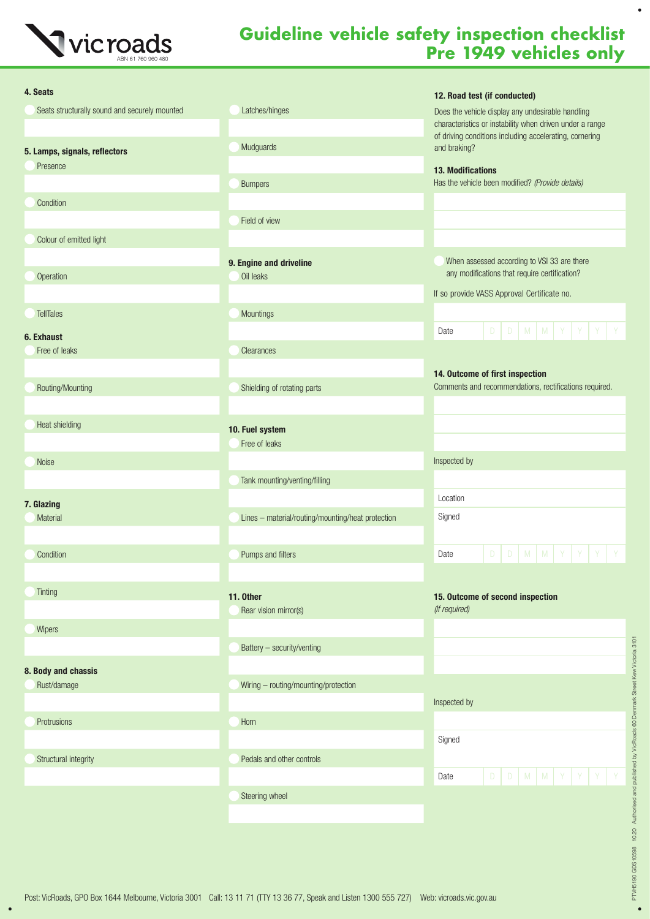# Guideline vehicle safety inspection checklist
# Pre 1949 vehicles only

### 4. Seats

- Seats structurally sound and securely mounted

### 5. Lamps, signals, reflectors

- Presence
- Condition
- Colour of emitted light
- Operation
- TellTales

### 6. Exhaust

- Free of leaks
- Routing/Mounting
- Heat shielding
- Noise

### 7. Glazing

- Material
- Condition
- Tinting
- Wipers

### 8. Body and chassis

- Rust/damage
- Protrusions
- Structural integrity
- Latches/hinges
- Mudguards
- Bumpers
- Field of view

### 9. Engine and driveline

- Oil leaks
- Mountings
- Clearances
- Shielding of rotating parts

### 10. Fuel system

- Free of leaks
- Tank mounting/venting/filling
- Lines – material/routing/mounting/heat protection
- Pumps and filters

### 11. Other

- Rear vision mirror(s)
- Battery – security/venting
- Wiring – routing/mounting/protection
- Horn
- Pedals and other controls
- Steering wheel

### 12. Road test (if conducted)

Does the vehicle display any undesirable handling characteristics or instability when driven under a range of driving conditions including accelerating, cornering and braking?

### 13. Modifications

Has the vehicle been modified? *(Provide details)*

- When assessed according to VSI 33 are there any modifications that require certification?

If so provide VASS Approval Certificate no.

Date D D M M Y Y Y Y

### 14. Outcome of first inspection

Comments and recommendations, rectifications required.

Inspected by

Location

Signed

Date D D M M Y Y Y Y

### 15. Outcome of second inspection

*(If required)*

Inspected by

Signed

Date D D M M Y Y Y Y

Post: VicRoads, GPO Box 1644 Melbourne, Victoria 3001 Call: 13 11 71 (TTY 13 36 77, Speak and Listen 1300 555 727) Web: vicroads.vic.gov.au

PTVH5190 GDS 10598 10.20 Authorised and published by VicRoads 60 Denmark Street Kew Victoria 3101